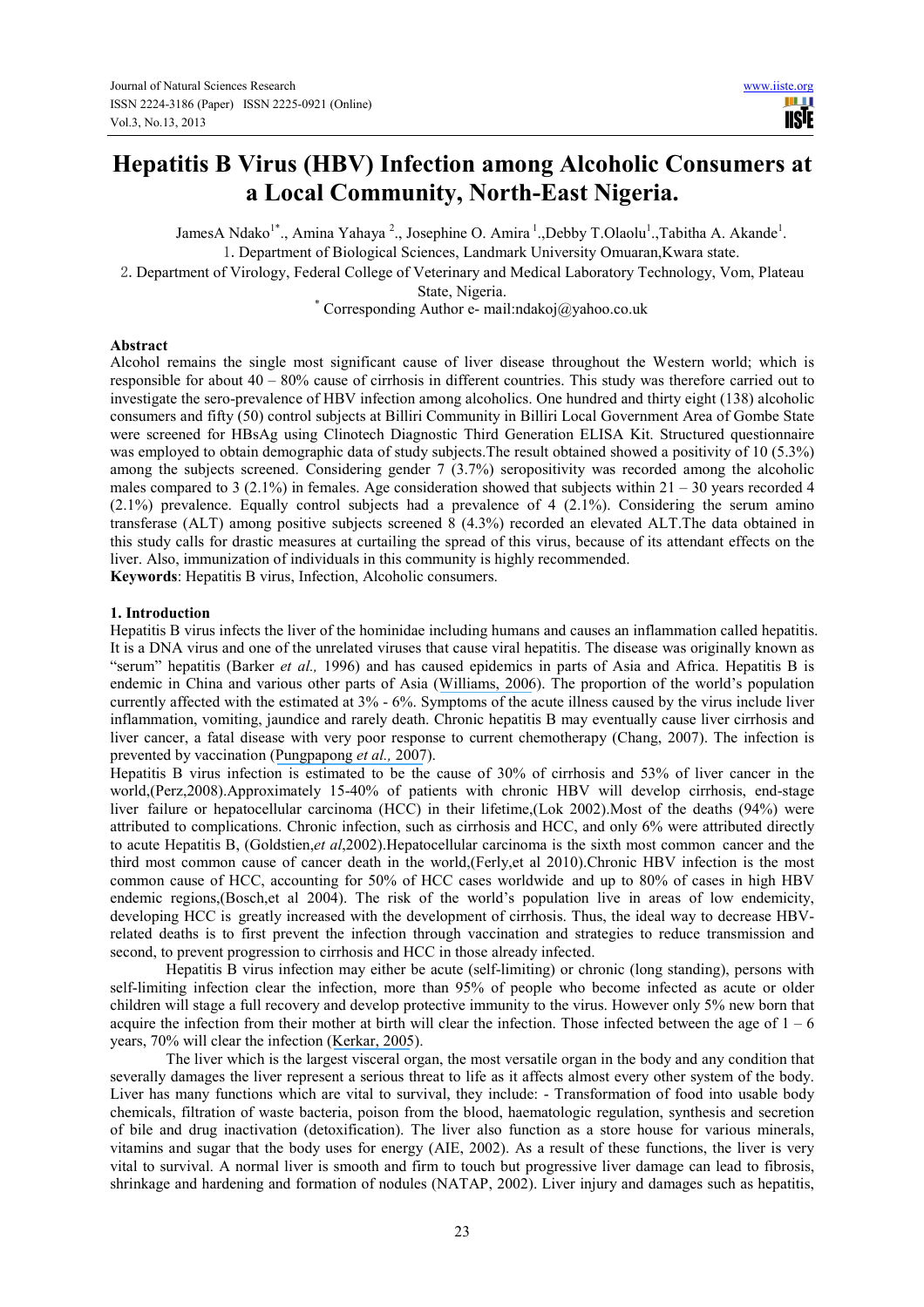# Hepatitis B Virus (HBV) Infection among Alcoholic Consumers at a Local Community, North-East Nigeria.

JamesA Ndako[1*]., Amina Yahaya [2]., Josephine O. Amira [1].,Debby T.Olaolu[1].,Tabitha A. Akande[1].

1. Department of Biological Sciences, Landmark University Omuaran,Kwara state.

2. Department of Virology, Federal College of Veterinary and Medical Laboratory Technology, Vom, Plateau State, Nigeria.

[*] Corresponding Author e- mail:ndakoj@yahoo.co.uk

## Abstract

Alcohol remains the single most significant cause of liver disease throughout the Western world; which is responsible for about 40 – 80% cause of cirrhosis in different countries. This study was therefore carried out to investigate the sero-prevalence of HBV infection among alcoholics. One hundred and thirty eight (138) alcoholic consumers and fifty (50) control subjects at Billiri Community in Billiri Local Government Area of Gombe State were screened for HBsAg using Clinotech Diagnostic Third Generation ELISA Kit. Structured questionnaire was employed to obtain demographic data of study subjects.The result obtained showed a positivity of 10 (5.3%) among the subjects screened. Considering gender 7 (3.7%) seropositivity was recorded among the alcoholic males compared to 3 (2.1%) in females. Age consideration showed that subjects within 21 – 30 years recorded 4 (2.1%) prevalence. Equally control subjects had a prevalence of 4 (2.1%). Considering the serum amino transferase (ALT) among positive subjects screened 8 (4.3%) recorded an elevated ALT.The data obtained in this study calls for drastic measures at curtailing the spread of this virus, because of its attendant effects on the liver. Also, immunization of individuals in this community is highly recommended.

**Keywords**: Hepatitis B virus, Infection, Alcoholic consumers.

## 1. Introduction

Hepatitis B virus infects the liver of the hominidae including humans and causes an inflammation called hepatitis. It is a DNA virus and one of the unrelated viruses that cause viral hepatitis. The disease was originally known as "serum" hepatitis (Barker *et al.,* 1996) and has caused epidemics in parts of Asia and Africa. Hepatitis B is endemic in China and various other parts of Asia (Williams, 2006). The proportion of the world's population currently affected with the estimated at 3% - 6%. Symptoms of the acute illness caused by the virus include liver inflammation, vomiting, jaundice and rarely death. Chronic hepatitis B may eventually cause liver cirrhosis and liver cancer, a fatal disease with very poor response to current chemotherapy (Chang, 2007). The infection is prevented by vaccination (Pungpapong *et al.,* 2007).

Hepatitis B virus infection is estimated to be the cause of 30% of cirrhosis and 53% of liver cancer in the world,(Perz,2008).Approximately 15-40% of patients with chronic HBV will develop cirrhosis, end-stage liver failure or hepatocellular carcinoma (HCC) in their lifetime,(Lok 2002).Most of the deaths (94%) were attributed to complications. Chronic infection, such as cirrhosis and HCC, and only 6% were attributed directly to acute Hepatitis B, (Goldstien,*et al*,2002).Hepatocellular carcinoma is the sixth most common cancer and the third most common cause of cancer death in the world,(Ferly,et al 2010).Chronic HBV infection is the most common cause of HCC, accounting for 50% of HCC cases worldwide and up to 80% of cases in high HBV endemic regions,(Bosch,et al 2004). The risk of the world's population live in areas of low endemicity, developing HCC is greatly increased with the development of cirrhosis. Thus, the ideal way to decrease HBV-related deaths is to first prevent the infection through vaccination and strategies to reduce transmission and second, to prevent progression to cirrhosis and HCC in those already infected.

Hepatitis B virus infection may either be acute (self-limiting) or chronic (long standing), persons with self-limiting infection clear the infection, more than 95% of people who become infected as acute or older children will stage a full recovery and develop protective immunity to the virus. However only 5% new born that acquire the infection from their mother at birth will clear the infection. Those infected between the age of 1 – 6 years, 70% will clear the infection (Kerkar, 2005).

The liver which is the largest visceral organ, the most versatile organ in the body and any condition that severally damages the liver represent a serious threat to life as it affects almost every other system of the body. Liver has many functions which are vital to survival, they include: - Transformation of food into usable body chemicals, filtration of waste bacteria, poison from the blood, haematologic regulation, synthesis and secretion of bile and drug inactivation (detoxification). The liver also function as a store house for various minerals, vitamins and sugar that the body uses for energy (AIE, 2002). As a result of these functions, the liver is very vital to survival. A normal liver is smooth and firm to touch but progressive liver damage can lead to fibrosis, shrinkage and hardening and formation of nodules (NATAP, 2002). Liver injury and damages such as hepatitis,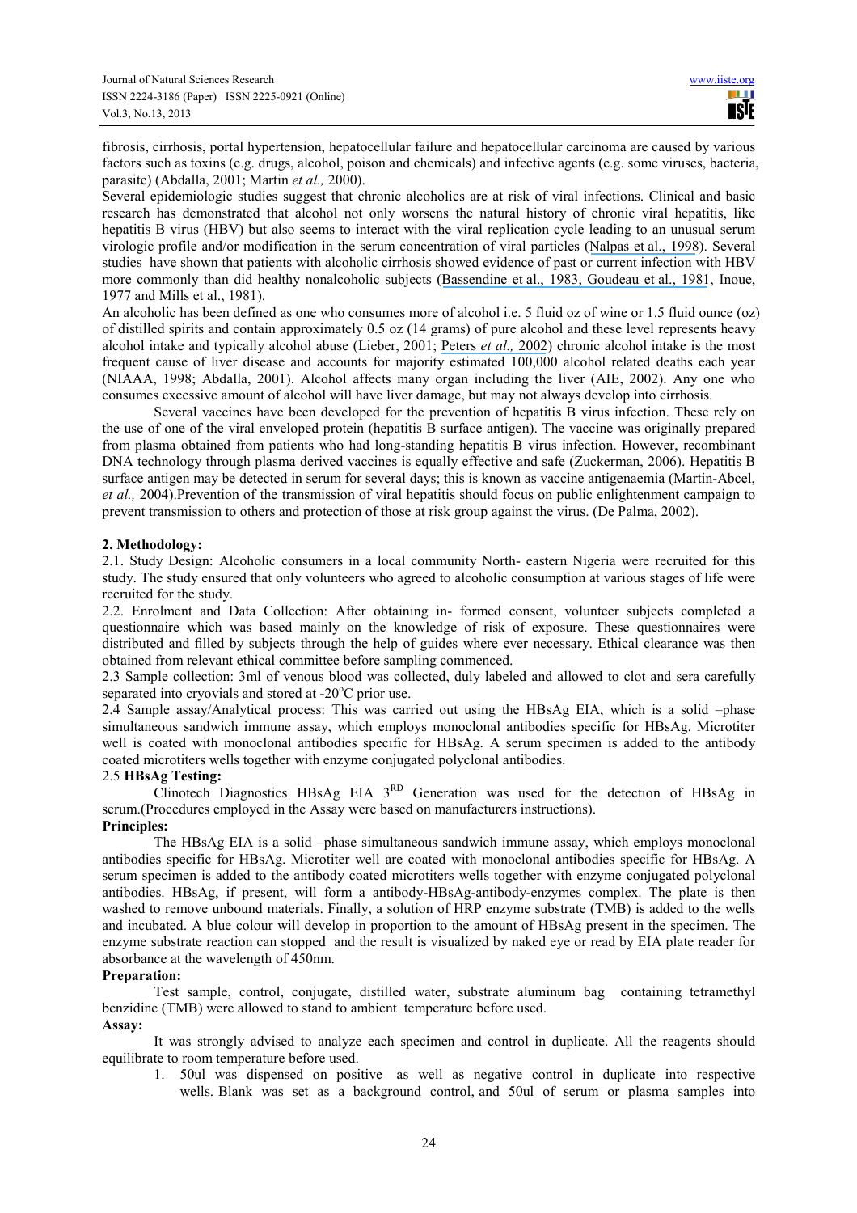fibrosis, cirrhosis, portal hypertension, hepatocellular failure and hepatocellular carcinoma are caused by various factors such as toxins (e.g. drugs, alcohol, poison and chemicals) and infective agents (e.g. some viruses, bacteria, parasite) (Abdalla, 2001; Martin *et al.,* 2000).

Several epidemiologic studies suggest that chronic alcoholics are at risk of viral infections. Clinical and basic research has demonstrated that alcohol not only worsens the natural history of chronic viral hepatitis, like hepatitis B virus (HBV) but also seems to interact with the viral replication cycle leading to an unusual serum virologic profile and/or modification in the serum concentration of viral particles (Nalpas et al., 1998). Several studies have shown that patients with alcoholic cirrhosis showed evidence of past or current infection with HBV more commonly than did healthy nonalcoholic subjects (Bassendine et al., 1983, Goudeau et al., 1981, Inoue, 1977 and Mills et al., 1981).

An alcoholic has been defined as one who consumes more of alcohol i.e. 5 fluid oz of wine or 1.5 fluid ounce (oz) of distilled spirits and contain approximately 0.5 oz (14 grams) of pure alcohol and these level represents heavy alcohol intake and typically alcohol abuse (Lieber, 2001; Peters *et al.,* 2002) chronic alcohol intake is the most frequent cause of liver disease and accounts for majority estimated 100,000 alcohol related deaths each year (NIAAA, 1998; Abdalla, 2001). Alcohol affects many organ including the liver (AIE, 2002). Any one who consumes excessive amount of alcohol will have liver damage, but may not always develop into cirrhosis.

Several vaccines have been developed for the prevention of hepatitis B virus infection. These rely on the use of one of the viral enveloped protein (hepatitis B surface antigen). The vaccine was originally prepared from plasma obtained from patients who had long-standing hepatitis B virus infection. However, recombinant DNA technology through plasma derived vaccines is equally effective and safe (Zuckerman, 2006). Hepatitis B surface antigen may be detected in serum for several days; this is known as vaccine antigenaemia (Martin-Abcel, *et al.,* 2004).Prevention of the transmission of viral hepatitis should focus on public enlightenment campaign to prevent transmission to others and protection of those at risk group against the virus. (De Palma, 2002).

## 2. Methodology:

2.1. Study Design: Alcoholic consumers in a local community North- eastern Nigeria were recruited for this study. The study ensured that only volunteers who agreed to alcoholic consumption at various stages of life were recruited for the study.

2.2. Enrolment and Data Collection: After obtaining in- formed consent, volunteer subjects completed a questionnaire which was based mainly on the knowledge of risk of exposure. These questionnaires were distributed and filled by subjects through the help of guides where ever necessary. Ethical clearance was then obtained from relevant ethical committee before sampling commenced.

2.3 Sample collection: 3ml of venous blood was collected, duly labeled and allowed to clot and sera carefully separated into cryovials and stored at -20°C prior use.

2.4 Sample assay/Analytical process: This was carried out using the HBsAg EIA, which is a solid –phase simultaneous sandwich immune assay, which employs monoclonal antibodies specific for HBsAg. Microtiter well is coated with monoclonal antibodies specific for HBsAg. A serum specimen is added to the antibody coated microtiters wells together with enzyme conjugated polyclonal antibodies.

2.5 **HBsAg Testing:**

Clinotech Diagnostics HBsAg EIA 3RD Generation was used for the detection of HBsAg in serum.(Procedures employed in the Assay were based on manufacturers instructions).

**Principles:**

The HBsAg EIA is a solid –phase simultaneous sandwich immune assay, which employs monoclonal antibodies specific for HBsAg. Microtiter well are coated with monoclonal antibodies specific for HBsAg. A serum specimen is added to the antibody coated microtiters wells together with enzyme conjugated polyclonal antibodies. HBsAg, if present, will form a antibody-HBsAg-antibody-enzymes complex. The plate is then washed to remove unbound materials. Finally, a solution of HRP enzyme substrate (TMB) is added to the wells and incubated. A blue colour will develop in proportion to the amount of HBsAg present in the specimen. The enzyme substrate reaction can stopped and the result is visualized by naked eye or read by EIA plate reader for absorbance at the wavelength of 450nm.

**Preparation:**

Test sample, control, conjugate, distilled water, substrate aluminum bag containing tetramethyl benzidine (TMB) were allowed to stand to ambient temperature before used.

**Assay:**

It was strongly advised to analyze each specimen and control in duplicate. All the reagents should equilibrate to room temperature before used.

1. 50ul was dispensed on positive as well as negative control in duplicate into respective wells. Blank was set as a background control, and 50ul of serum or plasma samples into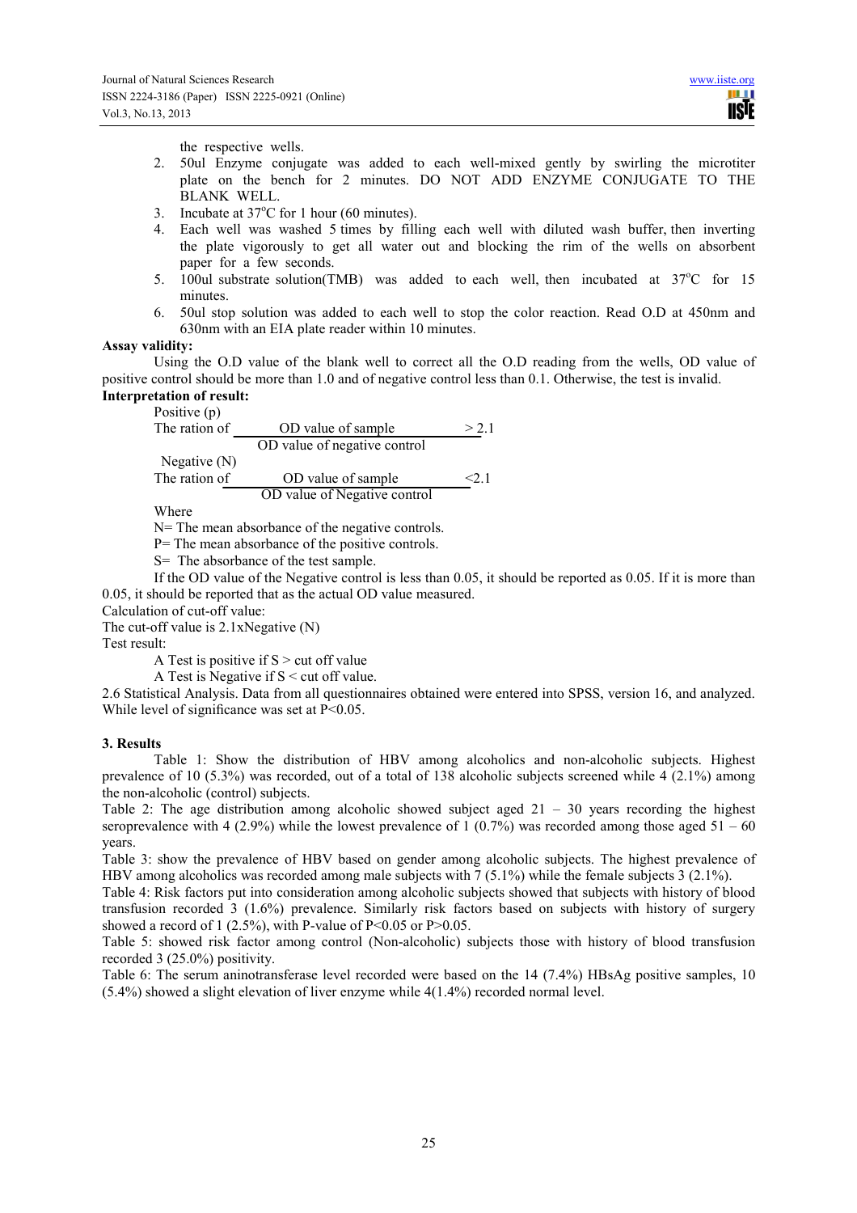the respective wells.

2. 50ul Enzyme conjugate was added to each well-mixed gently by swirling the microtiter plate on the bench for 2 minutes. DO NOT ADD ENZYME CONJUGATE TO THE BLANK WELL.
3. Incubate at 37°C for 1 hour (60 minutes).
4. Each well was washed 5 times by filling each well with diluted wash buffer, then inverting the plate vigorously to get all water out and blocking the rim of the wells on absorbent paper for a few seconds.
5. 100ul substrate solution(TMB) was added to each well, then incubated at 37°C for 15 minutes.
6. 50ul stop solution was added to each well to stop the color reaction. Read O.D at 450nm and 630nm with an EIA plate reader within 10 minutes.

**Assay validity:**

Using the O.D value of the blank well to correct all the O.D reading from the wells, OD value of positive control should be more than 1.0 and of negative control less than 0.1. Otherwise, the test is invalid.

**Interpretation of result:**

Positive (p)

The ration of $\frac{\text{OD value of sample}}{\text{OD value of negative control}} > 2.1$

Negative (N)

The ration of $\frac{\text{OD value of sample}}{\text{OD value of Negative control}} < 2.1$

Where

N= The mean absorbance of the negative controls.

P= The mean absorbance of the positive controls.

S= The absorbance of the test sample.

If the OD value of the Negative control is less than 0.05, it should be reported as 0.05. If it is more than 0.05, it should be reported that as the actual OD value measured.

Calculation of cut-off value:

The cut-off value is 2.1xNegative (N)

Test result:

A Test is positive if S > cut off value

A Test is Negative if S < cut off value.

2.6 Statistical Analysis. Data from all questionnaires obtained were entered into SPSS, version 16, and analyzed. While level of significance was set at P<0.05.

## 3. Results

Table 1: Show the distribution of HBV among alcoholics and non-alcoholic subjects. Highest prevalence of 10 (5.3%) was recorded, out of a total of 138 alcoholic subjects screened while 4 (2.1%) among the non-alcoholic (control) subjects.

Table 2: The age distribution among alcoholic showed subject aged 21 – 30 years recording the highest seroprevalence with 4 (2.9%) while the lowest prevalence of 1 (0.7%) was recorded among those aged 51 – 60 years.

Table 3: show the prevalence of HBV based on gender among alcoholic subjects. The highest prevalence of HBV among alcoholics was recorded among male subjects with 7 (5.1%) while the female subjects 3 (2.1%).

Table 4: Risk factors put into consideration among alcoholic subjects showed that subjects with history of blood transfusion recorded 3 (1.6%) prevalence. Similarly risk factors based on subjects with history of surgery showed a record of 1 (2.5%), with P-value of P<0.05 or P>0.05.

Table 5: showed risk factor among control (Non-alcoholic) subjects those with history of blood transfusion recorded 3 (25.0%) positivity.

Table 6: The serum aninotransferase level recorded were based on the 14 (7.4%) HBsAg positive samples, 10 (5.4%) showed a slight elevation of liver enzyme while 4(1.4%) recorded normal level.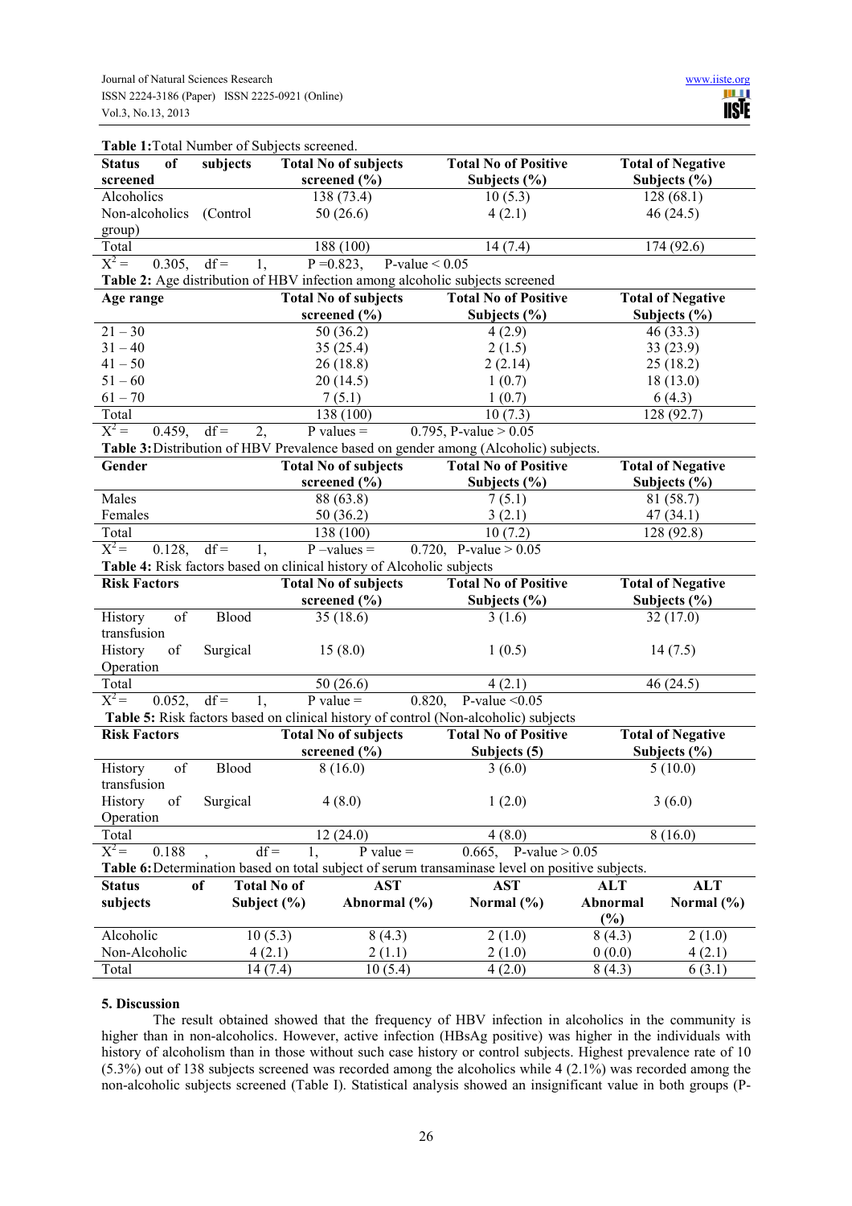**Table 1:** Total Number of Subjects screened.

| Status of subjects screened | Total No of subjects screened (%) | Total No of Positive Subjects (%) | Total of Negative Subjects (%) |
|---|---|---|---|
| Alcoholics | 138 (73.4) | 10 (5.3) | 128 (68.1) |
| Non-alcoholics (Control group) | 50 (26.6) | 4 (2.1) | 46 (24.5) |
| Total | 188 (100) | 14 (7.4) | 174 (92.6) |

$X^2 =$ 0.305, df = 1, P =0.823, P-value < 0.05

**Table 2:** Age distribution of HBV infection among alcoholic subjects screened

| Age range | Total No of subjects screened (%) | Total No of Positive Subjects (%) | Total of Negative Subjects (%) |
|---|---|---|---|
| 21 – 30 | 50 (36.2) | 4 (2.9) | 46 (33.3) |
| 31 – 40 | 35 (25.4) | 2 (1.5) | 33 (23.9) |
| 41 – 50 | 26 (18.8) | 2 (2.14) | 25 (18.2) |
| 51 – 60 | 20 (14.5) | 1 (0.7) | 18 (13.0) |
| 61 – 70 | 7 (5.1) | 1 (0.7) | 6 (4.3) |
| Total | 138 (100) | 10 (7.3) | 128 (92.7) |

$X^2 =$ 0.459, df = 2, P values = 0.795, P-value > 0.05

**Table 3:** Distribution of HBV Prevalence based on gender among (Alcoholic) subjects.

| Gender | Total No of subjects screened (%) | Total No of Positive Subjects (%) | Total of Negative Subjects (%) |
|---|---|---|---|
| Males | 88 (63.8) | 7 (5.1) | 81 (58.7) |
| Females | 50 (36.2) | 3 (2.1) | 47 (34.1) |
| Total | 138 (100) | 10 (7.2) | 128 (92.8) |

$X^2 =$ 0.128, df = 1, P –values = 0.720, P-value > 0.05

**Table 4:** Risk factors based on clinical history of Alcoholic subjects

| Risk Factors | Total No of subjects screened (%) | Total No of Positive Subjects (%) | Total of Negative Subjects (%) |
|---|---|---|---|
| History of Blood transfusion | 35 (18.6) | 3 (1.6) | 32 (17.0) |
| History of Surgical Operation | 15 (8.0) | 1 (0.5) | 14 (7.5) |
| Total | 50 (26.6) | 4 (2.1) | 46 (24.5) |

$X^2 =$ 0.052, df = 1, P value = 0.820, P-value <0.05

**Table 5:** Risk factors based on clinical history of control (Non-alcoholic) subjects

| Risk Factors | Total No of subjects screened (%) | Total No of Positive Subjects (5) | Total of Negative Subjects (%) |
|---|---|---|---|
| History of Blood transfusion | 8 (16.0) | 3 (6.0) | 5 (10.0) |
| History of Surgical Operation | 4 (8.0) | 1 (2.0) | 3 (6.0) |
| Total | 12 (24.0) | 4 (8.0) | 8 (16.0) |

$X^2 =$ 0.188 , df = 1, P value = 0.665, P-value > 0.05

**Table 6:** Determination based on total subject of serum transaminase level on positive subjects.

| Status of subjects | Total No of Subject (%) | AST Abnormal (%) | AST Normal (%) | ALT Abnormal (%) | ALT Normal (%) |
|---|---|---|---|---|---|
| Alcoholic | 10 (5.3) | 8 (4.3) | 2 (1.0) | 8 (4.3) | 2 (1.0) |
| Non-Alcoholic | 4 (2.1) | 2 (1.1) | 2 (1.0) | 0 (0.0) | 4 (2.1) |
| Total | 14 (7.4) | 10 (5.4) | 4 (2.0) | 8 (4.3) | 6 (3.1) |

## 5. Discussion

The result obtained showed that the frequency of HBV infection in alcoholics in the community is higher than in non-alcoholics. However, active infection (HBsAg positive) was higher in the individuals with history of alcoholism than in those without such case history or control subjects. Highest prevalence rate of 10 (5.3%) out of 138 subjects screened was recorded among the alcoholics while 4 (2.1%) was recorded among the non-alcoholic subjects screened (Table I). Statistical analysis showed an insignificant value in both groups (P-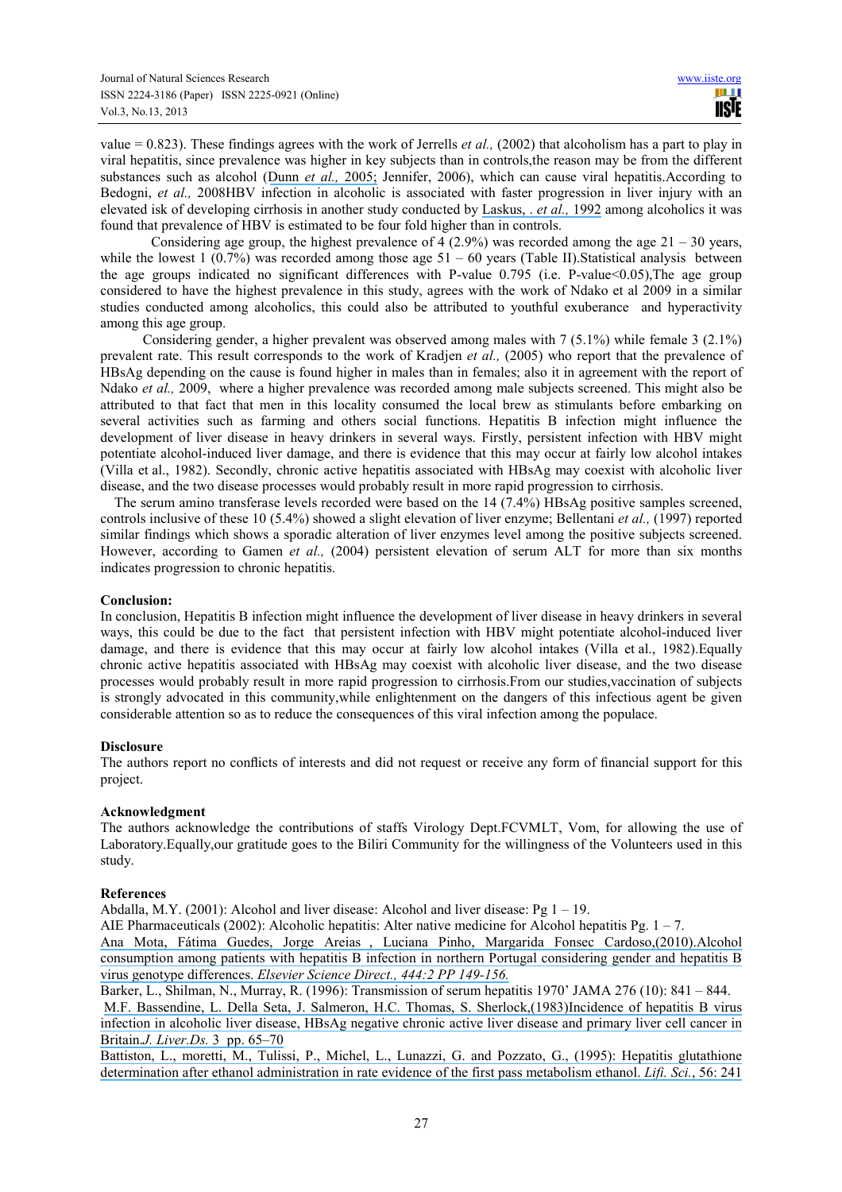value = 0.823). These findings agrees with the work of Jerrells *et al.,* (2002) that alcoholism has a part to play in viral hepatitis, since prevalence was higher in key subjects than in controls,the reason may be from the different substances such as alcohol (Dunn *et al.,* 2005; Jennifer, 2006), which can cause viral hepatitis.According to Bedogni, *et al.,* 2008HBV infection in alcoholic is associated with faster progression in liver injury with an elevated isk of developing cirrhosis in another study conducted by Laskus, . *et al.,* 1992 among alcoholics it was found that prevalence of HBV is estimated to be four fold higher than in controls.

Considering age group, the highest prevalence of 4 (2.9%) was recorded among the age 21 – 30 years, while the lowest 1 (0.7%) was recorded among those age 51 – 60 years (Table II).Statistical analysis between the age groups indicated no significant differences with P-value 0.795 (i.e. P-value<0.05),The age group considered to have the highest prevalence in this study, agrees with the work of Ndako et al 2009 in a similar studies conducted among alcoholics, this could also be attributed to youthful exuberance and hyperactivity among this age group.

Considering gender, a higher prevalent was observed among males with 7 (5.1%) while female 3 (2.1%) prevalent rate. This result corresponds to the work of Kradjen *et al.,* (2005) who report that the prevalence of HBsAg depending on the cause is found higher in males than in females; also it in agreement with the report of Ndako *et al.,* 2009, where a higher prevalence was recorded among male subjects screened. This might also be attributed to that fact that men in this locality consumed the local brew as stimulants before embarking on several activities such as farming and others social functions. Hepatitis B infection might influence the development of liver disease in heavy drinkers in several ways. Firstly, persistent infection with HBV might potentiate alcohol-induced liver damage, and there is evidence that this may occur at fairly low alcohol intakes (Villa et al., 1982). Secondly, chronic active hepatitis associated with HBsAg may coexist with alcoholic liver disease, and the two disease processes would probably result in more rapid progression to cirrhosis.

The serum amino transferase levels recorded were based on the 14 (7.4%) HBsAg positive samples screened, controls inclusive of these 10 (5.4%) showed a slight elevation of liver enzyme; Bellentani *et al.,* (1997) reported similar findings which shows a sporadic alteration of liver enzymes level among the positive subjects screened. However, according to Gamen *et al.,* (2004) persistent elevation of serum ALT for more than six months indicates progression to chronic hepatitis.

**Conclusion:**

In conclusion, Hepatitis B infection might influence the development of liver disease in heavy drinkers in several ways, this could be due to the fact that persistent infection with HBV might potentiate alcohol-induced liver damage, and there is evidence that this may occur at fairly low alcohol intakes (Villa et al., 1982).Equally chronic active hepatitis associated with HBsAg may coexist with alcoholic liver disease, and the two disease processes would probably result in more rapid progression to cirrhosis.From our studies,vaccination of subjects is strongly advocated in this community,while enlightenment on the dangers of this infectious agent be given considerable attention so as to reduce the consequences of this viral infection among the populace.

**Disclosure**

The authors report no conflicts of interests and did not request or receive any form of financial support for this project.

**Acknowledgment**

The authors acknowledge the contributions of staffs Virology Dept.FCVMLT, Vom, for allowing the use of Laboratory.Equally,our gratitude goes to the Biliri Community for the willingness of the Volunteers used in this study.

**References**

Abdalla, M.Y. (2001): Alcohol and liver disease: Alcohol and liver disease: Pg 1 – 19.

AIE Pharmaceuticals (2002): Alcoholic hepatitis: Alter native medicine for Alcohol hepatitis Pg. 1 – 7.

Ana Mota, Fátima Guedes, Jorge Areias , Luciana Pinho, Margarida Fonsec Cardoso,(2010).Alcohol consumption among patients with hepatitis B infection in northern Portugal considering gender and hepatitis B virus genotype differences. *Elsevier Science Direct., 444:2 PP 149-156.*

Barker, L., Shilman, N., Murray, R. (1996): Transmission of serum hepatitis 1970' JAMA 276 (10): 841 – 844.

M.F. Bassendine, L. Della Seta, J. Salmeron, H.C. Thomas, S. Sherlock,(1983)Incidence of hepatitis B virus infection in alcoholic liver disease, HBsAg negative chronic active liver disease and primary liver cell cancer in Britain.*J. Liver.Ds.* 3 pp. 65–70

Battiston, L., moretti, M., Tulissi, P., Michel, L., Lunazzi, G. and Pozzato, G., (1995): Hepatitis glutathione determination after ethanol administration in rate evidence of the first pass metabolism ethanol. *Lifi. Sci.*, 56: 241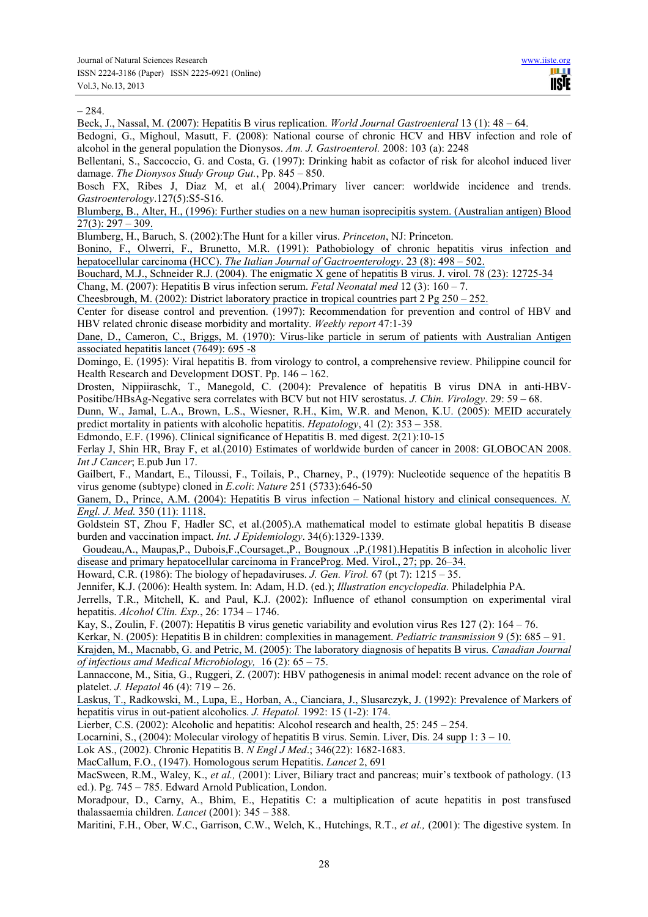– 284.

Beck, J., Nassal, M. (2007): Hepatitis B virus replication. *World Journal Gastroenteral* 13 (1): 48 – 64.

Bedogni, G., Mighoul, Masutt, F. (2008): National course of chronic HCV and HBV infection and role of alcohol in the general population the Dionysos. *Am. J. Gastroenterol.* 2008: 103 (a): 2248

Bellentani, S., Saccoccio, G. and Costa, G. (1997): Drinking habit as cofactor of risk for alcohol induced liver damage. *The Dionysos Study Group Gut.*, Pp. 845 – 850.

Bosch FX, Ribes J, Diaz M, et al.( 2004).Primary liver cancer: worldwide incidence and trends. *Gastroenterology*.127(5):S5-S16.

Blumberg, B., Alter, H., (1996): Further studies on a new human isoprecipitis system. (Australian antigen) Blood 27(3): 297 – 309.

Blumberg, H., Baruch, S. (2002):The Hunt for a killer virus. *Princeton*, NJ: Princeton.

Bonino, F., Olwerri, F., Brunetto, M.R. (1991): Pathobiology of chronic hepatitis virus infection and hepatocellular carcinoma (HCC). *The Italian Journal of Gactroenterology*. 23 (8): 498 – 502.

Bouchard, M.J., Schneider R.J. (2004). The enigmatic X gene of hepatitis B virus. J. virol. 78 (23): 12725-34

Chang, M. (2007): Hepatitis B virus infection serum. *Fetal Neonatal med* 12 (3): 160 – 7.

Cheesbrough, M. (2002): District laboratory practice in tropical countries part 2 Pg 250 – 252.

Center for disease control and prevention. (1997): Recommendation for prevention and control of HBV and HBV related chronic disease morbidity and mortality. *Weekly report* 47:1-39

Dane, D., Cameron, C., Briggs, M. (1970): Virus-like particle in serum of patients with Australian Antigen associated hepatitis lancet (7649): 695 -8

Domingo, E. (1995): Viral hepatitis B. from virology to control, a comprehensive review. Philippine council for Health Research and Development DOST. Pp. 146 – 162.

Drosten, Nippiiraschk, T., Manegold, C. (2004): Prevalence of hepatitis B virus DNA in anti-HBV-Positibe/HBsAg-Negative sera correlates with BCV but not HIV serostatus. *J. Chin. Virology*. 29: 59 – 68.

Dunn, W., Jamal, L.A., Brown, L.S., Wiesner, R.H., Kim, W.R. and Menon, K.U. (2005): MEID accurately predict mortality in patients with alcoholic hepatitis. *Hepatology*, 41 (2): 353 – 358.

Edmondo, E.F. (1996). Clinical significance of Hepatitis B. med digest. 2(21):10-15

Ferlay J, Shin HR, Bray F, et al.(2010) Estimates of worldwide burden of cancer in 2008: GLOBOCAN 2008. *Int J Cancer*; E.pub Jun 17.

Gailbert, F., Mandart, E., Tiloussi, F., Toilais, P., Charney, P., (1979): Nucleotide sequence of the hepatitis B virus genome (subtype) cloned in *E.coli*: *Nature* 251 (5733):646-50

Ganem, D., Prince, A.M. (2004): Hepatitis B virus infection – National history and clinical consequences. *N. Engl. J. Med.* 350 (11): 1118.

Goldstein ST, Zhou F, Hadler SC, et al.(2005).A mathematical model to estimate global hepatitis B disease burden and vaccination impact. *Int. J Epidemiology*. 34(6):1329-1339.

Goudeau,A., Maupas,P., Dubois,F.,Coursaget.,P., Bougnoux .,P.(1981).Hepatitis B infection in alcoholic liver disease and primary hepatocellular carcinoma in FranceProg. Med. Virol., 27; pp. 26–34.

Howard, C.R. (1986): The biology of hepadaviruses. *J. Gen. Virol.* 67 (pt 7): 1215 – 35.

Jennifer, K.J. (2006): Health system. In: Adam, H.D. (ed.); *Illustration encyclopedia.* Philadelphia PA.

Jerrells, T.R., Mitchell, K. and Paul, K.J. (2002): Influence of ethanol consumption on experimental viral hepatitis. *Alcohol Clin. Exp.*, 26: 1734 – 1746.

Kay, S., Zoulin, F. (2007): Hepatitis B virus genetic variability and evolution virus Res 127 (2): 164 – 76.

Kerkar, N. (2005): Hepatitis B in children: complexities in management. *Pediatric transmission* 9 (5): 685 – 91.

Krajden, M., Macnabb, G. and Petric, M. (2005): The laboratory diagnosis of hepatis B virus. *Canadian Journal of infectious amd Medical Microbiology,* 16 (2): 65 – 75.

Lannaccone, M., Sitia, G., Ruggeri, Z. (2007): HBV pathogenesis in animal model: recent advance on the role of platelet. *J. Hepatol* 46 (4): 719 – 26.

Laskus, T., Radkowski, M., Lupa, E., Horban, A., Cianciara, J., Slusarczyk, J. (1992): Prevalence of Markers of hepatitis virus in out-patient alcoholics. *J. Hepatol.* 1992: 15 (1-2): 174.

Lierber, C.S. (2002): Alcoholic and hepatitis: Alcohol research and health, 25: 245 – 254.

Locarnini, S., (2004): Molecular virology of hepatitis B virus. Semin. Liver, Dis. 24 supp 1: 3 – 10.

Lok AS., (2002). Chronic Hepatitis B. *N Engl J Med*.; 346(22): 1682-1683.

MacCallum, F.O., (1947). Homologous serum Hepatitis. *Lancet* 2, 691

MacSween, R.M., Waley, K., *et al.,* (2001): Liver, Biliary tract and pancreas; muir's textbook of pathology. (13 ed.). Pg. 745 – 785. Edward Arnold Publication, London.

Moradpour, D., Carny, A., Bhim, E., Hepatitis C: a multiplication of acute hepatitis in post transfused thalassaemia children. *Lancet* (2001): 345 – 388.

Maritini, F.H., Ober, W.C., Garrison, C.W., Welch, K., Hutchings, R.T., *et al.,* (2001): The digestive system. In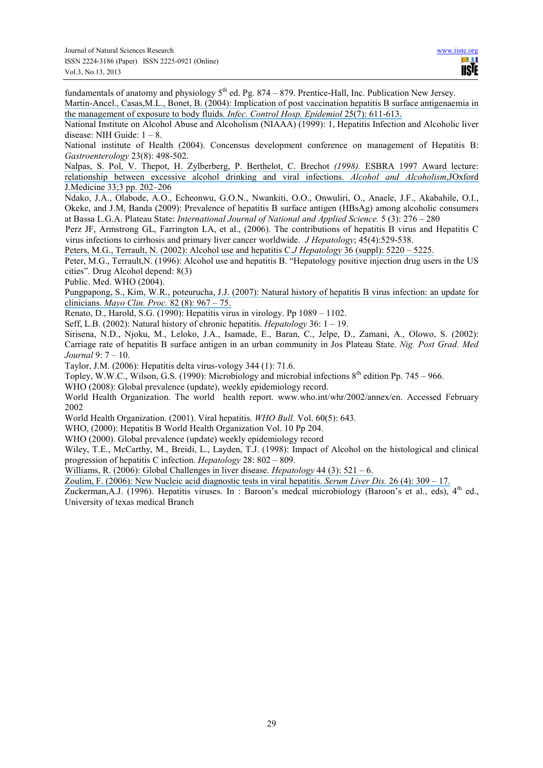fundamentals of anatomy and physiology 5[th] ed. Pg. 874 – 879. Prentice-Hall, Inc. Publication New Jersey.

Martin-Ancel., Casas,M.L., Bonet, B. (2004): Implication of post vaccination hepatitis B surface antigenaemia in the management of exposure to body fluids. *Infec. Control Hosp. Epidemiol* 25(7): 611-613.

National Institute on Alcohol Abuse and Alcoholism (NIAAA) (1999): 1, Hepatitis Infection and Alcoholic liver disease: NIH Guide: 1 – 8.

National institute of Health (2004). Concensus development conference on management of Hepatitis B: *Gastroenterology* 23(8): 498-502.

Nalpas, S. Pol, V. Thepot, H. Zylberberg, P. Berthelot, C. Brechot *(1998).* ESBRA 1997 Award lecture: relationship between excessive alcohol drinking and viral infections. *Alcohol and Alcoholism*,JOxford J.Medicine 33;3 pp. 202–206

Ndako, J.A., Olabode, A.O., Echeonwu, G.O.N., Nwankiti, O.O., Onwuliri, O., Anaele, J.F., Akabahile, O.I., Okeke, and J.M, Banda (2009): Prevalence of hepatitis B surface antigen (HBsAg) among alcoholic consumers at Bassa L.G.A. Plateau State: *International Journal of National and Applied Science.* 5 (3): 276 – 280

Perz JF, Armstrong GL, Farrington LA, et al., (2006). The contributions of hepatitis B virus and Hepatitis C virus infections to cirrhosis and primary liver cancer worldwide. *J Hepatology*; 45(4):529-538.

Peters, M.G., Terrault, N. (2002): Alcohol use and hepatitis C.*J Hepatology* 36 (suppl): 5220 – 5225.

Peter, M.G., Terrault,N. (1996): Alcohol use and hepatitis B. "Hepatology positive injection drug users in the US cities". Drug Alcohol depend: 8(3)

Public. Med. WHO (2004).

Pungpapong, S., Kim, W.R., poteurucha, J.J. (2007): Natural history of hepatitis B virus infection: an update for clinicians. *Mayo Clin. Proc.* 82 (8): 967 – 75.

Renato, D., Harold, S.G. (1990): Hepatitis virus in virology. Pp 1089 – 1102.

Seff, L.B. (2002): Natural history of chronic hepatitis. *Hepatology* 36: 1 – 19.

Sirisena, N.D., Njoku, M., Leloko, J.A., Isamade, E., Baran, C., Jelpe, D., Zamani, A., Olowo, S. (2002): Carriage rate of hepatitis B surface antigen in an urban community in Jos Plateau State. *Nig. Post Grad. Med Journal* 9: 7 – 10.

Taylor, J.M. (2006): Hepatitis delta virus-vology 344 (1): 71.6.

Topley, W.W.C., Wilson, G.S. (1990): Microbiology and microbial infections 8[th] edition Pp. 745 – 966.

WHO (2008): Global prevalence (update), weekly epidemiology record.

World Health Organization. The world health report. www.who.int/whr/2002/annex/en. Accessed February 2002

World Health Organization. (2001). Viral hepatitis. *WHO Bull.* Vol. 60(5): 643.

WHO, (2000): Hepatitis B World Health Organization Vol. 10 Pp 204.

WHO (2000). Global prevalence (update) weekly epidemiology record

Wiley, T.E., McCarthy, M., Breidi, L., Layden, T.J. (1998): Impact of Alcohol on the histological and clinical progression of hepatitis C infection. *Hepatology* 28: 802 – 809.

Williams, R. (2006): Global Challenges in liver disease. *Hepatology* 44 (3): 521 – 6.

Zoulim, F. (2006): New Nucleic acid diagnostic tests in viral hepatitis. *Serum Liver Dis.* 26 (4): 309 – 17.

Zuckerman,A.J. (1996). Hepatitis viruses. In : Baroon's medcal microbiology (Baroon's et al., eds), 4[th] ed., University of texas medical Branch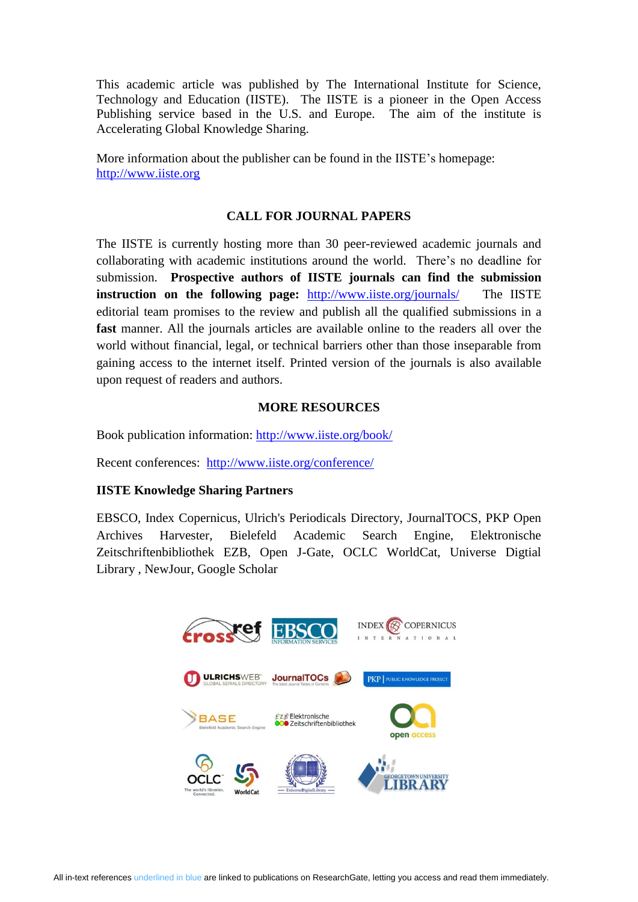This academic article was published by The International Institute for Science, Technology and Education (IISTE). The IISTE is a pioneer in the Open Access Publishing service based in the U.S. and Europe. The aim of the institute is Accelerating Global Knowledge Sharing.

More information about the publisher can be found in the IISTE's homepage: http://www.iiste.org

## CALL FOR JOURNAL PAPERS

The IISTE is currently hosting more than 30 peer-reviewed academic journals and collaborating with academic institutions around the world. There's no deadline for submission. **Prospective authors of IISTE journals can find the submission instruction on the following page:** http://www.iiste.org/journals/ The IISTE editorial team promises to the review and publish all the qualified submissions in a **fast** manner. All the journals articles are available online to the readers all over the world without financial, legal, or technical barriers other than those inseparable from gaining access to the internet itself. Printed version of the journals is also available upon request of readers and authors.

## MORE RESOURCES

Book publication information: http://www.iiste.org/book/

Recent conferences: http://www.iiste.org/conference/

**IISTE Knowledge Sharing Partners**

EBSCO, Index Copernicus, Ulrich's Periodicals Directory, JournalTOCS, PKP Open Archives Harvester, Bielefeld Academic Search Engine, Elektronische Zeitschriftenbibliothek EZB, Open J-Gate, OCLC WorldCat, Universe Digtial Library , NewJour, Google Scholar

All in-text references underlined in blue are linked to publications on ResearchGate, letting you access and read them immediately.